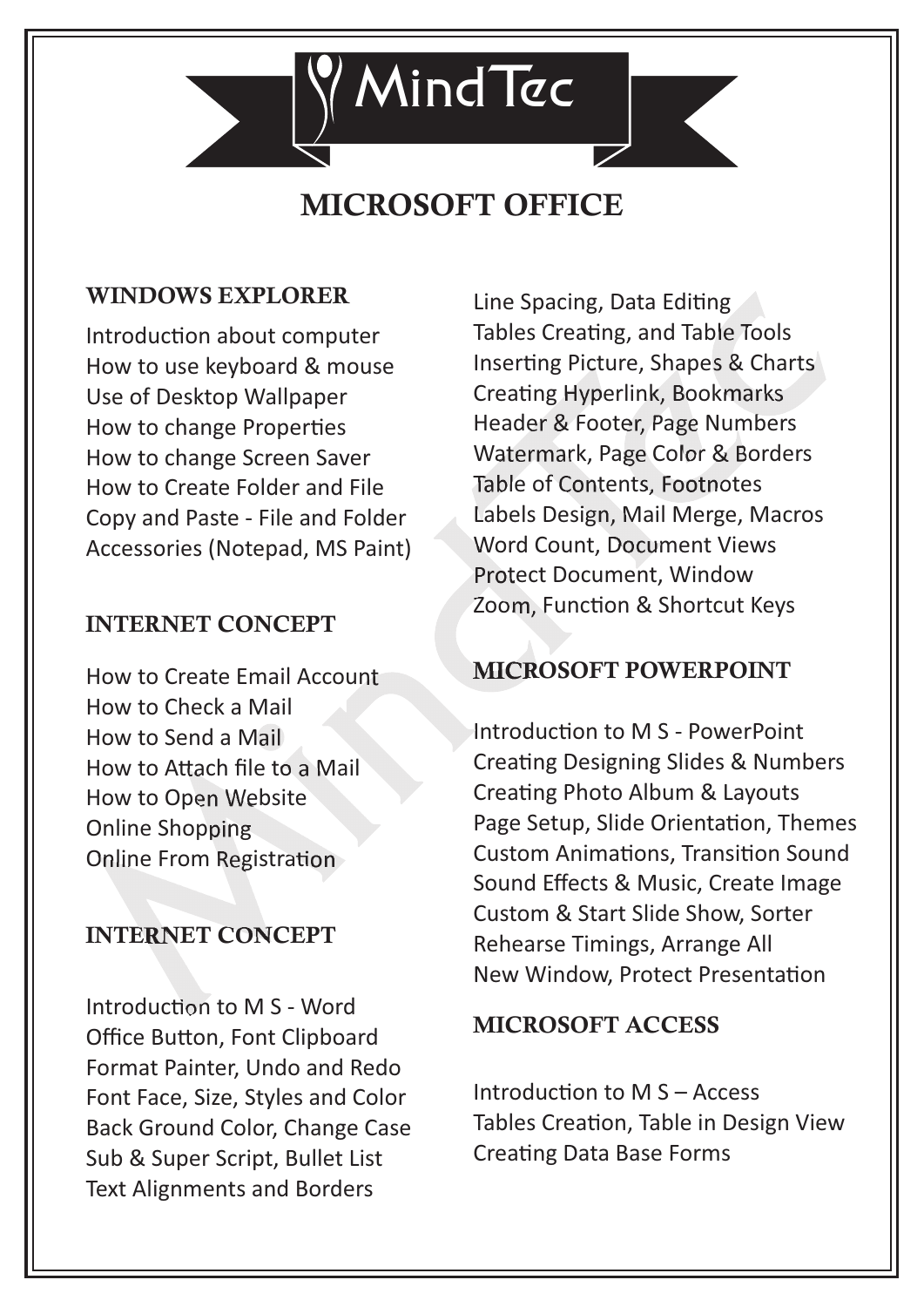# MindTec

# MICROSOFT OFFICE

## WINDOWS EXPLORER

Introduction about computer
How to use keyboard & mouse
Use of Desktop Wallpaper
How to change Properties
How to change Screen Saver
How to Create Folder and File
Copy and Paste - File and Folder
Accessories (Notepad, MS Paint)

## INTERNET CONCEPT

How to Create Email Account
How to Check a Mail
How to Send a Mail
How to Attach file to a Mail
How to Open Website
Online Shopping
Online From Registration

## INTERNET CONCEPT

Introduction to M S - Word
Office Button, Font Clipboard
Format Painter, Undo and Redo
Font Face, Size, Styles and Color
Back Ground Color, Change Case
Sub & Super Script, Bullet List
Text Alignments and Borders
Line Spacing, Data Editing
Tables Creating, and Table Tools
Inserting Picture, Shapes & Charts
Creating Hyperlink, Bookmarks
Header & Footer, Page Numbers
Watermark, Page Color & Borders
Table of Contents, Footnotes
Labels Design, Mail Merge, Macros
Word Count, Document Views
Protect Document, Window
Zoom, Function & Shortcut Keys

## MICROSOFT POWERPOINT

Introduction to M S - PowerPoint
Creating Designing Slides & Numbers
Creating Photo Album & Layouts
Page Setup, Slide Orientation, Themes
Custom Animations, Transition Sound
Sound Effects & Music, Create Image
Custom & Start Slide Show, Sorter
Rehearse Timings, Arrange All
New Window, Protect Presentation

## MICROSOFT ACCESS

Introduction to M S – Access
Tables Creation, Table in Design View
Creating Data Base Forms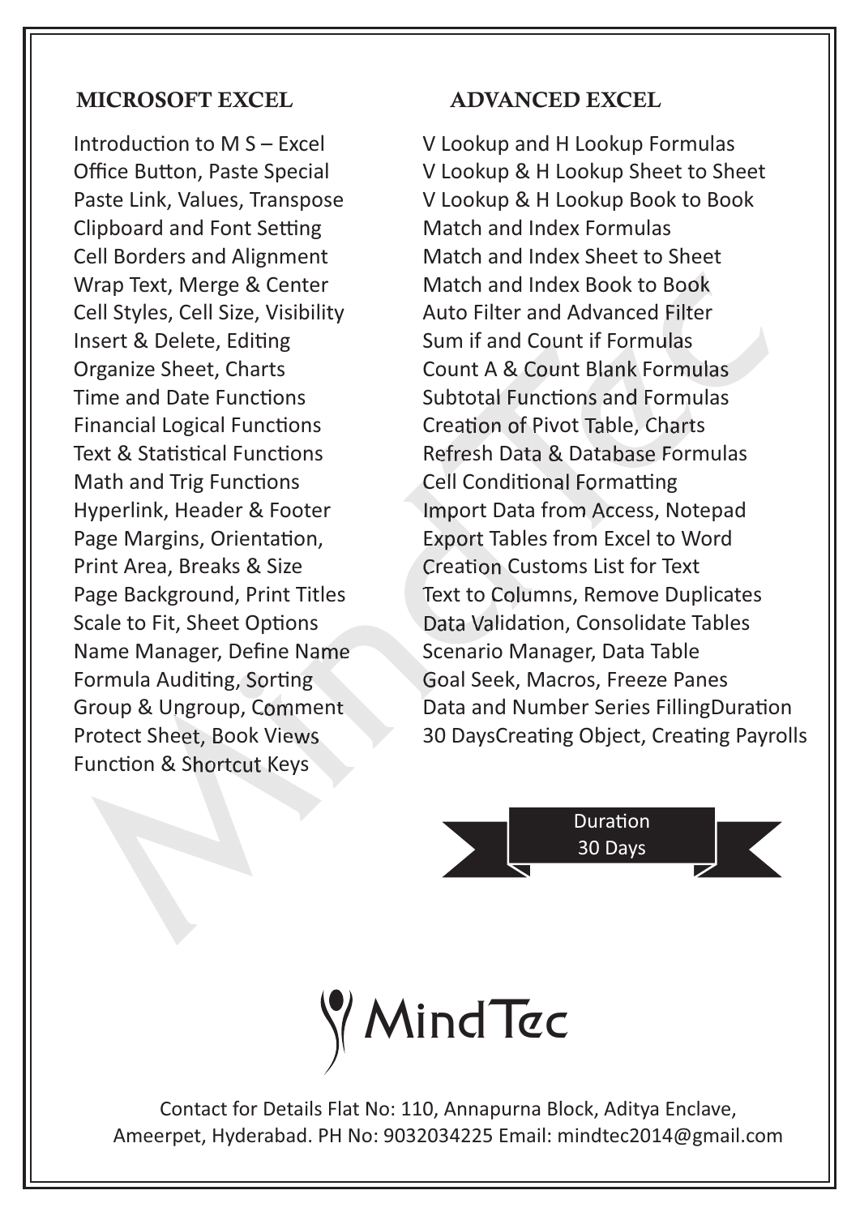## MICROSOFT EXCEL

Introduction to M S – Excel
Office Button, Paste Special
Paste Link, Values, Transpose
Clipboard and Font Setting
Cell Borders and Alignment
Wrap Text, Merge & Center
Cell Styles, Cell Size, Visibility
Insert & Delete, Editing
Organize Sheet, Charts
Time and Date Functions
Financial Logical Functions
Text & Statistical Functions
Math and Trig Functions
Hyperlink, Header & Footer
Page Margins, Orientation,
Print Area, Breaks & Size
Page Background, Print Titles
Scale to Fit, Sheet Options
Name Manager, Define Name
Formula Auditing, Sorting
Group & Ungroup, Comment
Protect Sheet, Book Views
Function & Shortcut Keys

## ADVANCED EXCEL

V Lookup and H Lookup Formulas
V Lookup & H Lookup Sheet to Sheet
V Lookup & H Lookup Book to Book
Match and Index Formulas
Match and Index Sheet to Sheet
Match and Index Book to Book
Auto Filter and Advanced Filter
Sum if and Count if Formulas
Count A & Count Blank Formulas
Subtotal Functions and Formulas
Creation of Pivot Table, Charts
Refresh Data & Database Formulas
Cell Conditional Formatting
Import Data from Access, Notepad
Export Tables from Excel to Word
Creation Customs List for Text
Text to Columns, Remove Duplicates
Data Validation, Consolidate Tables
Scenario Manager, Data Table
Goal Seek, Macros, Freeze Panes
Data and Number Series FillingDuration
30 DaysCreating Object, Creating Payrolls

Duration
30 Days

MindTec

Contact for Details Flat No: 110, Annapurna Block, Aditya Enclave,
Ameerpet, Hyderabad. PH No: 9032034225 Email: mindtec2014@gmail.com